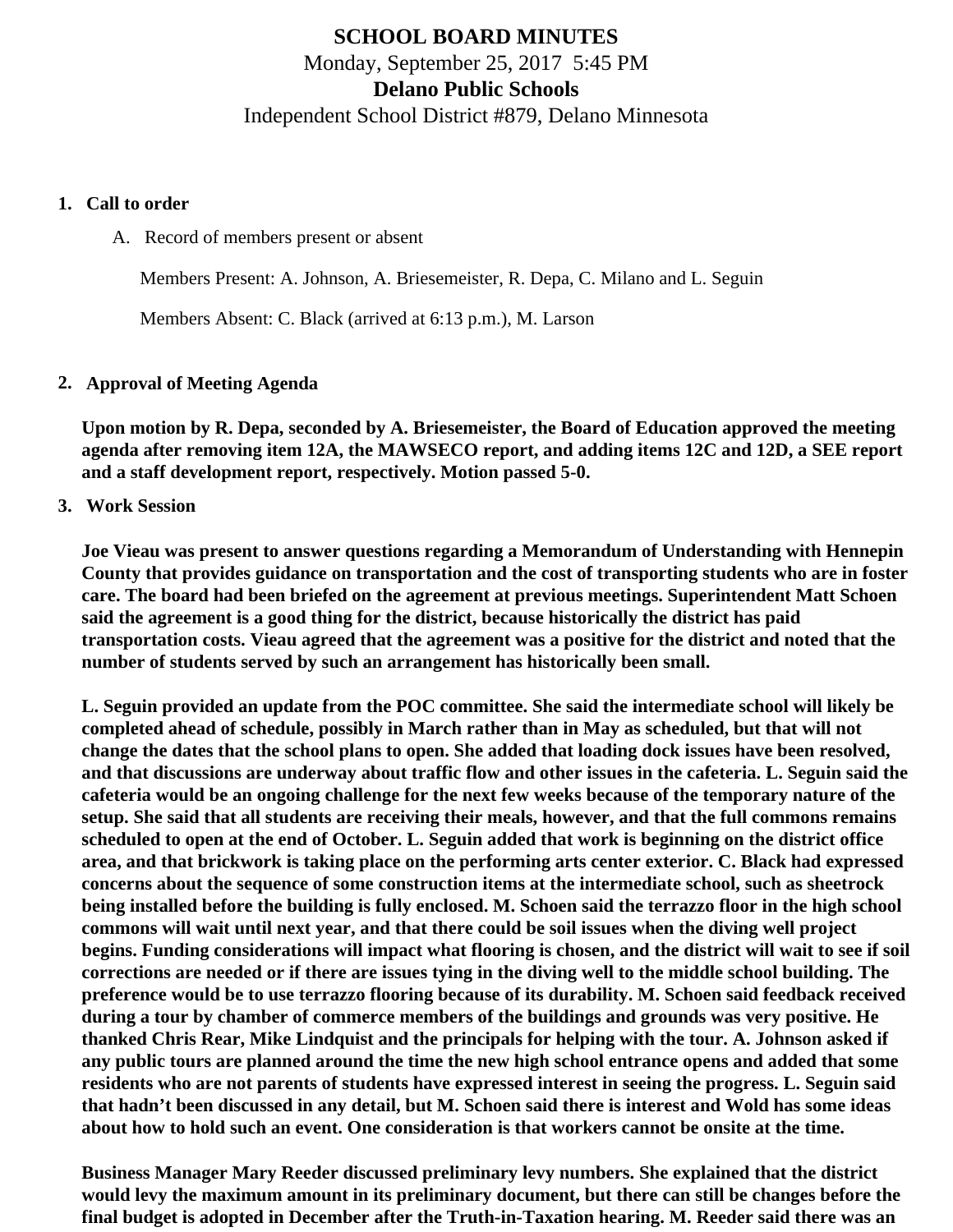# SCHOOL BOARD MINUTES

Monday, September 25, 2017 5:45 PM

**Delano Public Schools**

Independent School District #879, Delano Minnesota

1. **Call to order**

   A. Record of members present or absent

   Members Present: A. Johnson, A. Briesemeister, R. Depa, C. Milano and L. Seguin

   Members Absent: C. Black (arrived at 6:13 p.m.), M. Larson

2. **Approval of Meeting Agenda**

   **Upon motion by R. Depa, seconded by A. Briesemeister, the Board of Education approved the meeting agenda after removing item 12A, the MAWSECO report, and adding items 12C and 12D, a SEE report and a staff development report, respectively. Motion passed 5-0.**

3. **Work Session**

   **Joe Vieau was present to answer questions regarding a Memorandum of Understanding with Hennepin County that provides guidance on transportation and the cost of transporting students who are in foster care. The board had been briefed on the agreement at previous meetings. Superintendent Matt Schoen said the agreement is a good thing for the district, because historically the district has paid transportation costs. Vieau agreed that the agreement was a positive for the district and noted that the number of students served by such an arrangement has historically been small.**

   **L. Seguin provided an update from the POC committee. She said the intermediate school will likely be completed ahead of schedule, possibly in March rather than in May as scheduled, but that will not change the dates that the school plans to open. She added that loading dock issues have been resolved, and that discussions are underway about traffic flow and other issues in the cafeteria. L. Seguin said the cafeteria would be an ongoing challenge for the next few weeks because of the temporary nature of the setup. She said that all students are receiving their meals, however, and that the full commons remains scheduled to open at the end of October. L. Seguin added that work is beginning on the district office area, and that brickwork is taking place on the performing arts center exterior. C. Black had expressed concerns about the sequence of some construction items at the intermediate school, such as sheetrock being installed before the building is fully enclosed. M. Schoen said the terrazzo floor in the high school commons will wait until next year, and that there could be soil issues when the diving well project begins. Funding considerations will impact what flooring is chosen, and the district will wait to see if soil corrections are needed or if there are issues tying in the diving well to the middle school building. The preference would be to use terrazzo flooring because of its durability. M. Schoen said feedback received during a tour by chamber of commerce members of the buildings and grounds was very positive. He thanked Chris Rear, Mike Lindquist and the principals for helping with the tour. A. Johnson asked if any public tours are planned around the time the new high school entrance opens and added that some residents who are not parents of students have expressed interest in seeing the progress. L. Seguin said that hadn't been discussed in any detail, but M. Schoen said there is interest and Wold has some ideas about how to hold such an event. One consideration is that workers cannot be onsite at the time.**

   **Business Manager Mary Reeder discussed preliminary levy numbers. She explained that the district would levy the maximum amount in its preliminary document, but there can still be changes before the final budget is adopted in December after the Truth-in-Taxation hearing. M. Reeder said there was an**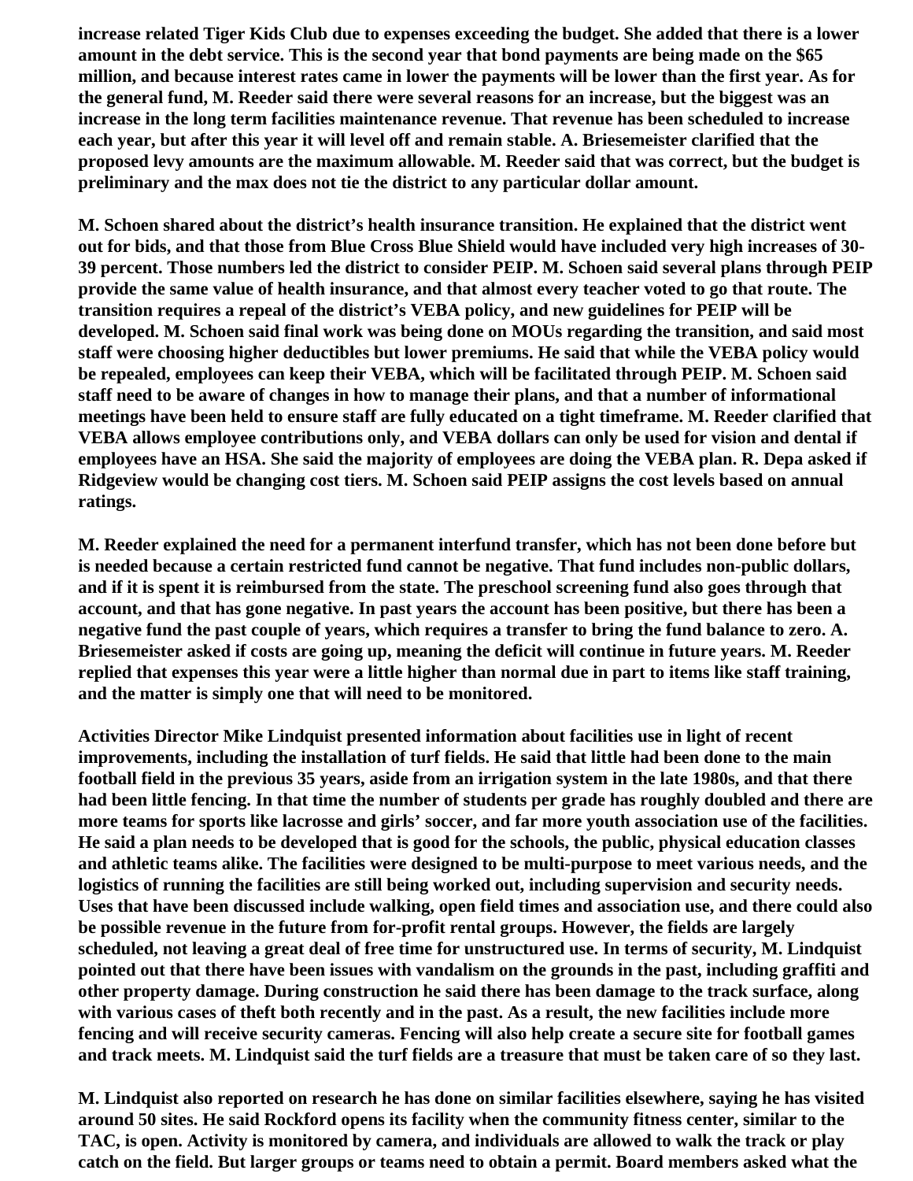**increase related Tiger Kids Club due to expenses exceeding the budget. She added that there is a lower amount in the debt service. This is the second year that bond payments are being made on the $65 million, and because interest rates came in lower the payments will be lower than the first year. As for the general fund, M. Reeder said there were several reasons for an increase, but the biggest was an increase in the long term facilities maintenance revenue. That revenue has been scheduled to increase each year, but after this year it will level off and remain stable. A. Briesemeister clarified that the proposed levy amounts are the maximum allowable. M. Reeder said that was correct, but the budget is preliminary and the max does not tie the district to any particular dollar amount.**

**M. Schoen shared about the district's health insurance transition. He explained that the district went out for bids, and that those from Blue Cross Blue Shield would have included very high increases of 30-39 percent. Those numbers led the district to consider PEIP. M. Schoen said several plans through PEIP provide the same value of health insurance, and that almost every teacher voted to go that route. The transition requires a repeal of the district's VEBA policy, and new guidelines for PEIP will be developed. M. Schoen said final work was being done on MOUs regarding the transition, and said most staff were choosing higher deductibles but lower premiums. He said that while the VEBA policy would be repealed, employees can keep their VEBA, which will be facilitated through PEIP. M. Schoen said staff need to be aware of changes in how to manage their plans, and that a number of informational meetings have been held to ensure staff are fully educated on a tight timeframe. M. Reeder clarified that VEBA allows employee contributions only, and VEBA dollars can only be used for vision and dental if employees have an HSA. She said the majority of employees are doing the VEBA plan. R. Depa asked if Ridgeview would be changing cost tiers. M. Schoen said PEIP assigns the cost levels based on annual ratings.**

**M. Reeder explained the need for a permanent interfund transfer, which has not been done before but is needed because a certain restricted fund cannot be negative. That fund includes non-public dollars, and if it is spent it is reimbursed from the state. The preschool screening fund also goes through that account, and that has gone negative. In past years the account has been positive, but there has been a negative fund the past couple of years, which requires a transfer to bring the fund balance to zero. A. Briesemeister asked if costs are going up, meaning the deficit will continue in future years. M. Reeder replied that expenses this year were a little higher than normal due in part to items like staff training, and the matter is simply one that will need to be monitored.**

**Activities Director Mike Lindquist presented information about facilities use in light of recent improvements, including the installation of turf fields. He said that little had been done to the main football field in the previous 35 years, aside from an irrigation system in the late 1980s, and that there had been little fencing. In that time the number of students per grade has roughly doubled and there are more teams for sports like lacrosse and girls' soccer, and far more youth association use of the facilities. He said a plan needs to be developed that is good for the schools, the public, physical education classes and athletic teams alike. The facilities were designed to be multi-purpose to meet various needs, and the logistics of running the facilities are still being worked out, including supervision and security needs. Uses that have been discussed include walking, open field times and association use, and there could also be possible revenue in the future from for-profit rental groups. However, the fields are largely scheduled, not leaving a great deal of free time for unstructured use. In terms of security, M. Lindquist pointed out that there have been issues with vandalism on the grounds in the past, including graffiti and other property damage. During construction he said there has been damage to the track surface, along with various cases of theft both recently and in the past. As a result, the new facilities include more fencing and will receive security cameras. Fencing will also help create a secure site for football games and track meets. M. Lindquist said the turf fields are a treasure that must be taken care of so they last.**

**M. Lindquist also reported on research he has done on similar facilities elsewhere, saying he has visited around 50 sites. He said Rockford opens its facility when the community fitness center, similar to the TAC, is open. Activity is monitored by camera, and individuals are allowed to walk the track or play catch on the field. But larger groups or teams need to obtain a permit. Board members asked what the**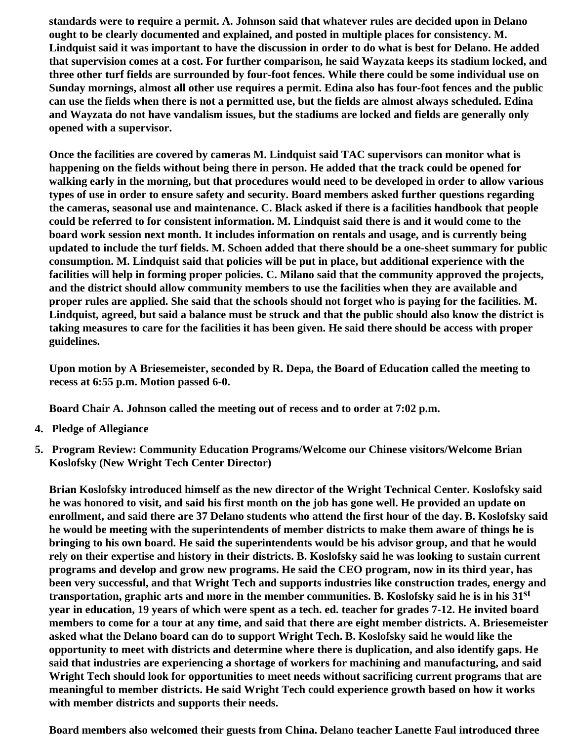**standards were to require a permit. A. Johnson said that whatever rules are decided upon in Delano ought to be clearly documented and explained, and posted in multiple places for consistency. M. Lindquist said it was important to have the discussion in order to do what is best for Delano. He added that supervision comes at a cost. For further comparison, he said Wayzata keeps its stadium locked, and three other turf fields are surrounded by four-foot fences. While there could be some individual use on Sunday mornings, almost all other use requires a permit. Edina also has four-foot fences and the public can use the fields when there is not a permitted use, but the fields are almost always scheduled. Edina and Wayzata do not have vandalism issues, but the stadiums are locked and fields are generally only opened with a supervisor.**

**Once the facilities are covered by cameras M. Lindquist said TAC supervisors can monitor what is happening on the fields without being there in person. He added that the track could be opened for walking early in the morning, but that procedures would need to be developed in order to allow various types of use in order to ensure safety and security. Board members asked further questions regarding the cameras, seasonal use and maintenance. C. Black asked if there is a facilities handbook that people could be referred to for consistent information. M. Lindquist said there is and it would come to the board work session next month. It includes information on rentals and usage, and is currently being updated to include the turf fields. M. Schoen added that there should be a one-sheet summary for public consumption. M. Lindquist said that policies will be put in place, but additional experience with the facilities will help in forming proper policies. C. Milano said that the community approved the projects, and the district should allow community members to use the facilities when they are available and proper rules are applied. She said that the schools should not forget who is paying for the facilities. M. Lindquist, agreed, but said a balance must be struck and that the public should also know the district is taking measures to care for the facilities it has been given. He said there should be access with proper guidelines.**

**Upon motion by A Briesemeister, seconded by R. Depa, the Board of Education called the meeting to recess at 6:55 p.m. Motion passed 6-0.**

**Board Chair A. Johnson called the meeting out of recess and to order at 7:02 p.m.**

4. **Pledge of Allegiance**

5. **Program Review: Community Education Programs/Welcome our Chinese visitors/Welcome Brian Koslofsky (New Wright Tech Center Director)**

   **Brian Koslofsky introduced himself as the new director of the Wright Technical Center. Koslofsky said he was honored to visit, and said his first month on the job has gone well. He provided an update on enrollment, and said there are 37 Delano students who attend the first hour of the day. B. Koslofsky said he would be meeting with the superintendents of member districts to make them aware of things he is bringing to his own board. He said the superintendents would be his advisor group, and that he would rely on their expertise and history in their districts. B. Koslofsky said he was looking to sustain current programs and develop and grow new programs. He said the CEO program, now in its third year, has been very successful, and that Wright Tech and supports industries like construction trades, energy and transportation, graphic arts and more in the member communities. B. Koslofsky said he is in his 31st year in education, 19 years of which were spent as a tech. ed. teacher for grades 7-12. He invited board members to come for a tour at any time, and said that there are eight member districts. A. Briesemeister asked what the Delano board can do to support Wright Tech. B. Koslofsky said he would like the opportunity to meet with districts and determine where there is duplication, and also identify gaps. He said that industries are experiencing a shortage of workers for machining and manufacturing, and said Wright Tech should look for opportunities to meet needs without sacrificing current programs that are meaningful to member districts. He said Wright Tech could experience growth based on how it works with member districts and supports their needs.**

   **Board members also welcomed their guests from China. Delano teacher Lanette Faul introduced three**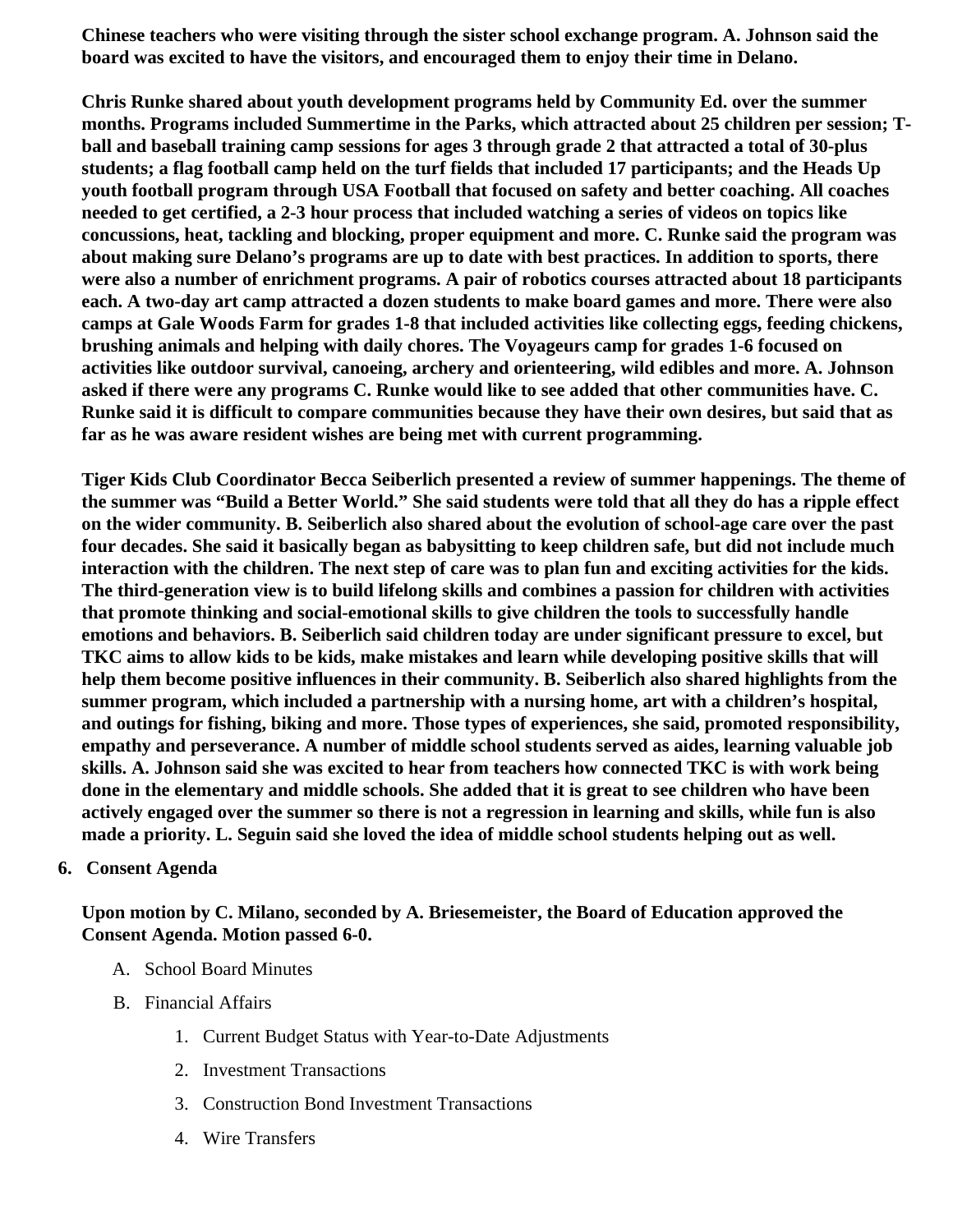**Chinese teachers who were visiting through the sister school exchange program. A. Johnson said the board was excited to have the visitors, and encouraged them to enjoy their time in Delano.**

**Chris Runke shared about youth development programs held by Community Ed. over the summer months. Programs included Summertime in the Parks, which attracted about 25 children per session; T-ball and baseball training camp sessions for ages 3 through grade 2 that attracted a total of 30-plus students; a flag football camp held on the turf fields that included 17 participants; and the Heads Up youth football program through USA Football that focused on safety and better coaching. All coaches needed to get certified, a 2-3 hour process that included watching a series of videos on topics like concussions, heat, tackling and blocking, proper equipment and more. C. Runke said the program was about making sure Delano's programs are up to date with best practices. In addition to sports, there were also a number of enrichment programs. A pair of robotics courses attracted about 18 participants each. A two-day art camp attracted a dozen students to make board games and more. There were also camps at Gale Woods Farm for grades 1-8 that included activities like collecting eggs, feeding chickens, brushing animals and helping with daily chores. The Voyageurs camp for grades 1-6 focused on activities like outdoor survival, canoeing, archery and orienteering, wild edibles and more. A. Johnson asked if there were any programs C. Runke would like to see added that other communities have. C. Runke said it is difficult to compare communities because they have their own desires, but said that as far as he was aware resident wishes are being met with current programming.**

**Tiger Kids Club Coordinator Becca Seiberlich presented a review of summer happenings. The theme of the summer was "Build a Better World." She said students were told that all they do has a ripple effect on the wider community. B. Seiberlich also shared about the evolution of school-age care over the past four decades. She said it basically began as babysitting to keep children safe, but did not include much interaction with the children. The next step of care was to plan fun and exciting activities for the kids. The third-generation view is to build lifelong skills and combines a passion for children with activities that promote thinking and social-emotional skills to give children the tools to successfully handle emotions and behaviors. B. Seiberlich said children today are under significant pressure to excel, but TKC aims to allow kids to be kids, make mistakes and learn while developing positive skills that will help them become positive influences in their community. B. Seiberlich also shared highlights from the summer program, which included a partnership with a nursing home, art with a children's hospital, and outings for fishing, biking and more. Those types of experiences, she said, promoted responsibility, empathy and perseverance. A number of middle school students served as aides, learning valuable job skills. A. Johnson said she was excited to hear from teachers how connected TKC is with work being done in the elementary and middle schools. She added that it is great to see children who have been actively engaged over the summer so there is not a regression in learning and skills, while fun is also made a priority. L. Seguin said she loved the idea of middle school students helping out as well.**

6. **Consent Agenda**

**Upon motion by C. Milano, seconded by A. Briesemeister, the Board of Education approved the Consent Agenda. Motion passed 6-0.**

A. School Board Minutes
B. Financial Affairs
    1. Current Budget Status with Year-to-Date Adjustments
    2. Investment Transactions
    3. Construction Bond Investment Transactions
    4. Wire Transfers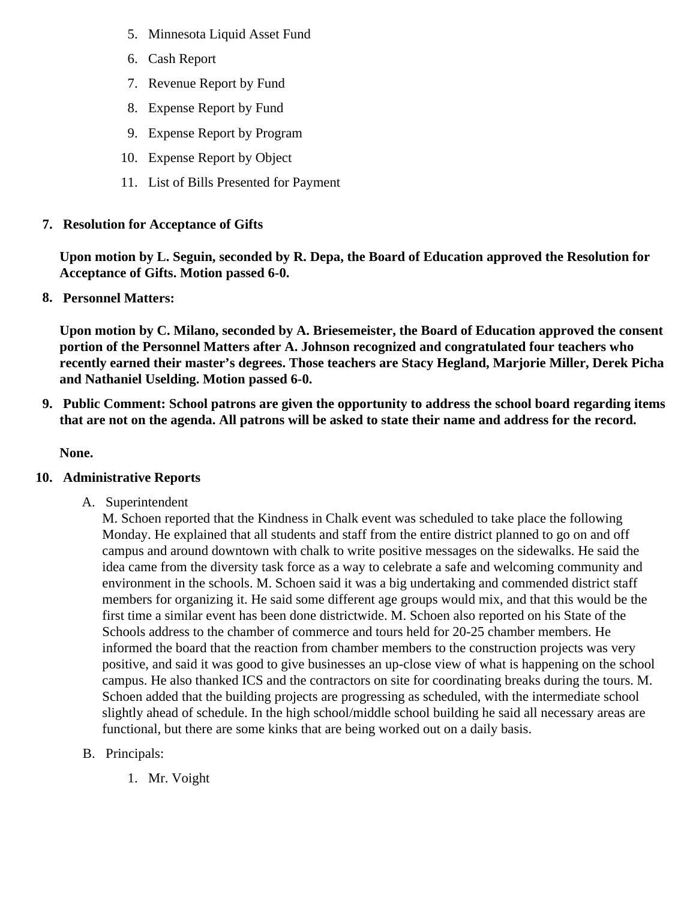5. Minnesota Liquid Asset Fund
6. Cash Report
7. Revenue Report by Fund
8. Expense Report by Fund
9. Expense Report by Program
10. Expense Report by Object
11. List of Bills Presented for Payment

7. **Resolution for Acceptance of Gifts**

   **Upon motion by L. Seguin, seconded by R. Depa, the Board of Education approved the Resolution for Acceptance of Gifts. Motion passed 6-0.**

8. **Personnel Matters:**

   **Upon motion by C. Milano, seconded by A. Briesemeister, the Board of Education approved the consent portion of the Personnel Matters after A. Johnson recognized and congratulated four teachers who recently earned their master's degrees. Those teachers are Stacy Hegland, Marjorie Miller, Derek Picha and Nathaniel Uselding. Motion passed 6-0.**

9. **Public Comment: School patrons are given the opportunity to address the school board regarding items that are not on the agenda. All patrons will be asked to state their name and address for the record.**

   **None.**

10. **Administrative Reports**

    A. Superintendent
       M. Schoen reported that the Kindness in Chalk event was scheduled to take place the following Monday. He explained that all students and staff from the entire district planned to go on and off campus and around downtown with chalk to write positive messages on the sidewalks. He said the idea came from the diversity task force as a way to celebrate a safe and welcoming community and environment in the schools. M. Schoen said it was a big undertaking and commended district staff members for organizing it. He said some different age groups would mix, and that this would be the first time a similar event has been done districtwide. M. Schoen also reported on his State of the Schools address to the chamber of commerce and tours held for 20-25 chamber members. He informed the board that the reaction from chamber members to the construction projects was very positive, and said it was good to give businesses an up-close view of what is happening on the school campus. He also thanked ICS and the contractors on site for coordinating breaks during the tours. M. Schoen added that the building projects are progressing as scheduled, with the intermediate school slightly ahead of schedule. In the high school/middle school building he said all necessary areas are functional, but there are some kinks that are being worked out on a daily basis.

    B. Principals:

       1. Mr. Voight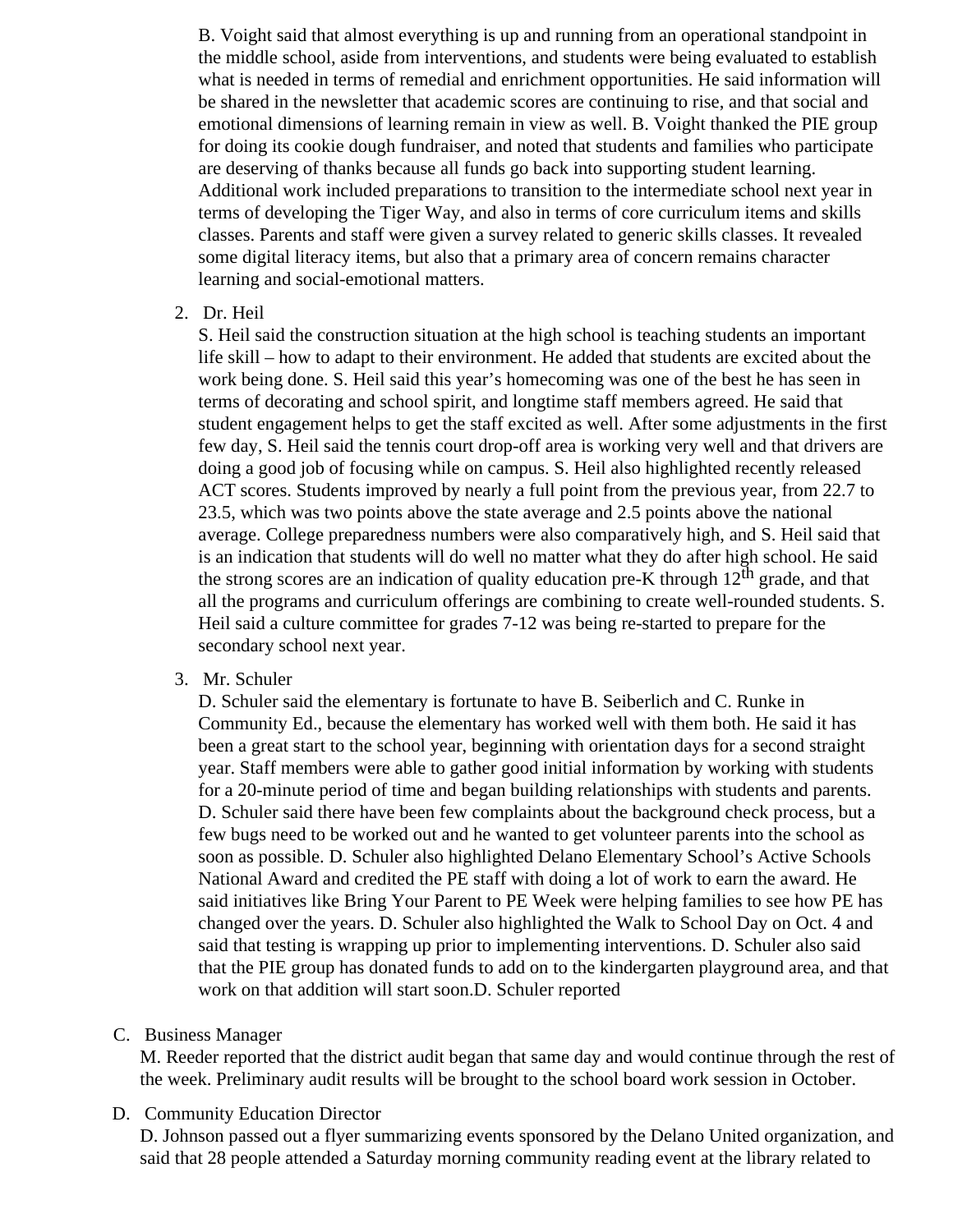B. Voight said that almost everything is up and running from an operational standpoint in the middle school, aside from interventions, and students were being evaluated to establish what is needed in terms of remedial and enrichment opportunities. He said information will be shared in the newsletter that academic scores are continuing to rise, and that social and emotional dimensions of learning remain in view as well. B. Voight thanked the PIE group for doing its cookie dough fundraiser, and noted that students and families who participate are deserving of thanks because all funds go back into supporting student learning. Additional work included preparations to transition to the intermediate school next year in terms of developing the Tiger Way, and also in terms of core curriculum items and skills classes. Parents and staff were given a survey related to generic skills classes. It revealed some digital literacy items, but also that a primary area of concern remains character learning and social-emotional matters.

2. Dr. Heil
   S. Heil said the construction situation at the high school is teaching students an important life skill – how to adapt to their environment. He added that students are excited about the work being done. S. Heil said this year's homecoming was one of the best he has seen in terms of decorating and school spirit, and longtime staff members agreed. He said that student engagement helps to get the staff excited as well. After some adjustments in the first few day, S. Heil said the tennis court drop-off area is working very well and that drivers are doing a good job of focusing while on campus. S. Heil also highlighted recently released ACT scores. Students improved by nearly a full point from the previous year, from 22.7 to 23.5, which was two points above the state average and 2.5 points above the national average. College preparedness numbers were also comparatively high, and S. Heil said that is an indication that students will do well no matter what they do after high school. He said the strong scores are an indication of quality education pre-K through 12th grade, and that all the programs and curriculum offerings are combining to create well-rounded students. S. Heil said a culture committee for grades 7-12 was being re-started to prepare for the secondary school next year.

3. Mr. Schuler
   D. Schuler said the elementary is fortunate to have B. Seiberlich and C. Runke in Community Ed., because the elementary has worked well with them both. He said it has been a great start to the school year, beginning with orientation days for a second straight year. Staff members were able to gather good initial information by working with students for a 20-minute period of time and began building relationships with students and parents. D. Schuler said there have been few complaints about the background check process, but a few bugs need to be worked out and he wanted to get volunteer parents into the school as soon as possible. D. Schuler also highlighted Delano Elementary School's Active Schools National Award and credited the PE staff with doing a lot of work to earn the award. He said initiatives like Bring Your Parent to PE Week were helping families to see how PE has changed over the years. D. Schuler also highlighted the Walk to School Day on Oct. 4 and said that testing is wrapping up prior to implementing interventions. D. Schuler also said that the PIE group has donated funds to add on to the kindergarten playground area, and that work on that addition will start soon.D. Schuler reported

C. Business Manager
   M. Reeder reported that the district audit began that same day and would continue through the rest of the week. Preliminary audit results will be brought to the school board work session in October.

D. Community Education Director
   D. Johnson passed out a flyer summarizing events sponsored by the Delano United organization, and said that 28 people attended a Saturday morning community reading event at the library related to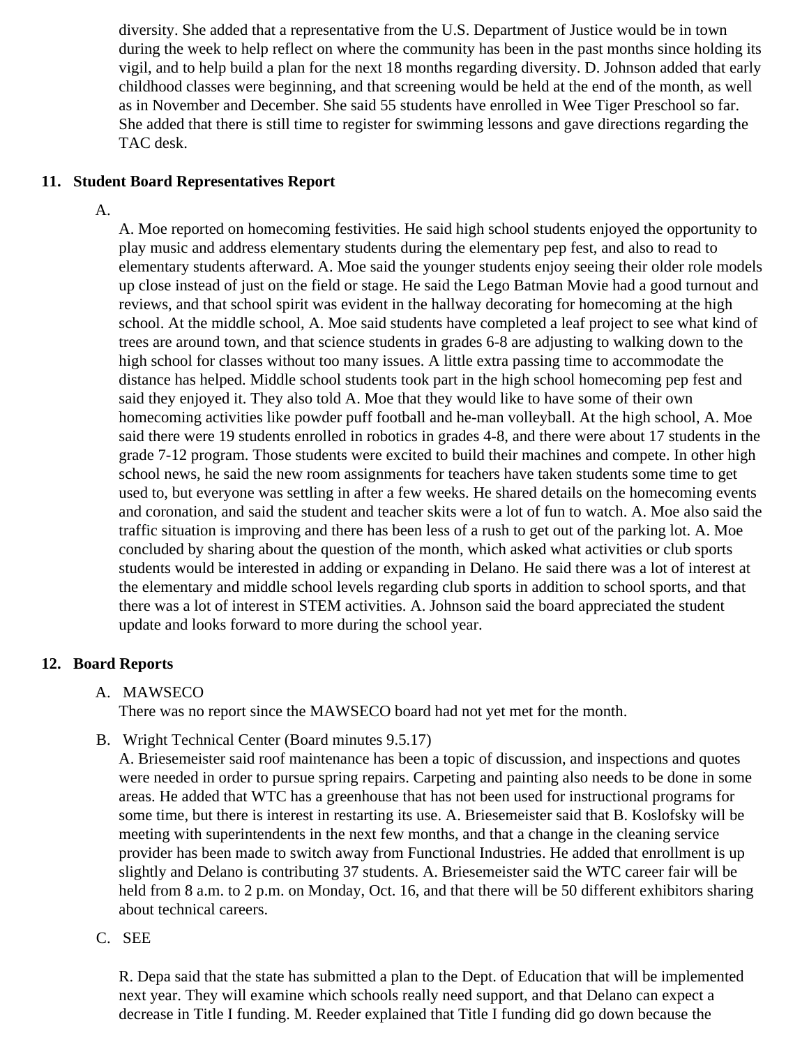diversity. She added that a representative from the U.S. Department of Justice would be in town during the week to help reflect on where the community has been in the past months since holding its vigil, and to help build a plan for the next 18 months regarding diversity. D. Johnson added that early childhood classes were beginning, and that screening would be held at the end of the month, as well as in November and December. She said 55 students have enrolled in Wee Tiger Preschool so far. She added that there is still time to register for swimming lessons and gave directions regarding the TAC desk.

## 11. Student Board Representatives Report

A.

A. Moe reported on homecoming festivities. He said high school students enjoyed the opportunity to play music and address elementary students during the elementary pep fest, and also to read to elementary students afterward. A. Moe said the younger students enjoy seeing their older role models up close instead of just on the field or stage. He said the Lego Batman Movie had a good turnout and reviews, and that school spirit was evident in the hallway decorating for homecoming at the high school. At the middle school, A. Moe said students have completed a leaf project to see what kind of trees are around town, and that science students in grades 6-8 are adjusting to walking down to the high school for classes without too many issues. A little extra passing time to accommodate the distance has helped. Middle school students took part in the high school homecoming pep fest and said they enjoyed it. They also told A. Moe that they would like to have some of their own homecoming activities like powder puff football and he-man volleyball. At the high school, A. Moe said there were 19 students enrolled in robotics in grades 4-8, and there were about 17 students in the grade 7-12 program. Those students were excited to build their machines and compete. In other high school news, he said the new room assignments for teachers have taken students some time to get used to, but everyone was settling in after a few weeks. He shared details on the homecoming events and coronation, and said the student and teacher skits were a lot of fun to watch. A. Moe also said the traffic situation is improving and there has been less of a rush to get out of the parking lot. A. Moe concluded by sharing about the question of the month, which asked what activities or club sports students would be interested in adding or expanding in Delano. He said there was a lot of interest at the elementary and middle school levels regarding club sports in addition to school sports, and that there was a lot of interest in STEM activities. A. Johnson said the board appreciated the student update and looks forward to more during the school year.

## 12. Board Reports

A. MAWSECO

There was no report since the MAWSECO board had not yet met for the month.

B. Wright Technical Center (Board minutes 9.5.17)

A. Briesemeister said roof maintenance has been a topic of discussion, and inspections and quotes were needed in order to pursue spring repairs. Carpeting and painting also needs to be done in some areas. He added that WTC has a greenhouse that has not been used for instructional programs for some time, but there is interest in restarting its use. A. Briesemeister said that B. Koslofsky will be meeting with superintendents in the next few months, and that a change in the cleaning service provider has been made to switch away from Functional Industries. He added that enrollment is up slightly and Delano is contributing 37 students. A. Briesemeister said the WTC career fair will be held from 8 a.m. to 2 p.m. on Monday, Oct. 16, and that there will be 50 different exhibitors sharing about technical careers.

C. SEE

R. Depa said that the state has submitted a plan to the Dept. of Education that will be implemented next year. They will examine which schools really need support, and that Delano can expect a decrease in Title I funding. M. Reeder explained that Title I funding did go down because the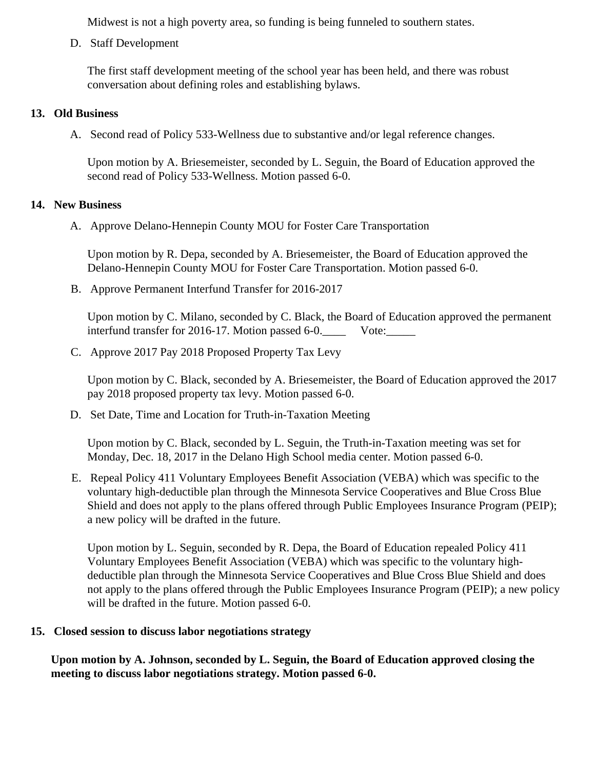Midwest is not a high poverty area, so funding is being funneled to southern states.

D. Staff Development

The first staff development meeting of the school year has been held, and there was robust conversation about defining roles and establishing bylaws.

**13. Old Business**

A. Second read of Policy 533-Wellness due to substantive and/or legal reference changes.

Upon motion by A. Briesemeister, seconded by L. Seguin, the Board of Education approved the second read of Policy 533-Wellness. Motion passed 6-0.

**14. New Business**

A. Approve Delano-Hennepin County MOU for Foster Care Transportation

Upon motion by R. Depa, seconded by A. Briesemeister, the Board of Education approved the Delano-Hennepin County MOU for Foster Care Transportation. Motion passed 6-0.

B. Approve Permanent Interfund Transfer for 2016-2017

Upon motion by C. Milano, seconded by C. Black, the Board of Education approved the permanent interfund transfer for 2016-17. Motion passed 6-0.____ Vote:_____

C. Approve 2017 Pay 2018 Proposed Property Tax Levy

Upon motion by C. Black, seconded by A. Briesemeister, the Board of Education approved the 2017 pay 2018 proposed property tax levy. Motion passed 6-0.

D. Set Date, Time and Location for Truth-in-Taxation Meeting

Upon motion by C. Black, seconded by L. Seguin, the Truth-in-Taxation meeting was set for Monday, Dec. 18, 2017 in the Delano High School media center. Motion passed 6-0.

E. Repeal Policy 411 Voluntary Employees Benefit Association (VEBA) which was specific to the voluntary high-deductible plan through the Minnesota Service Cooperatives and Blue Cross Blue Shield and does not apply to the plans offered through Public Employees Insurance Program (PEIP); a new policy will be drafted in the future.

Upon motion by L. Seguin, seconded by R. Depa, the Board of Education repealed Policy 411 Voluntary Employees Benefit Association (VEBA) which was specific to the voluntary high-deductible plan through the Minnesota Service Cooperatives and Blue Cross Blue Shield and does not apply to the plans offered through the Public Employees Insurance Program (PEIP); a new policy will be drafted in the future. Motion passed 6-0.

**15. Closed session to discuss labor negotiations strategy**

**Upon motion by A. Johnson, seconded by L. Seguin, the Board of Education approved closing the meeting to discuss labor negotiations strategy. Motion passed 6-0.**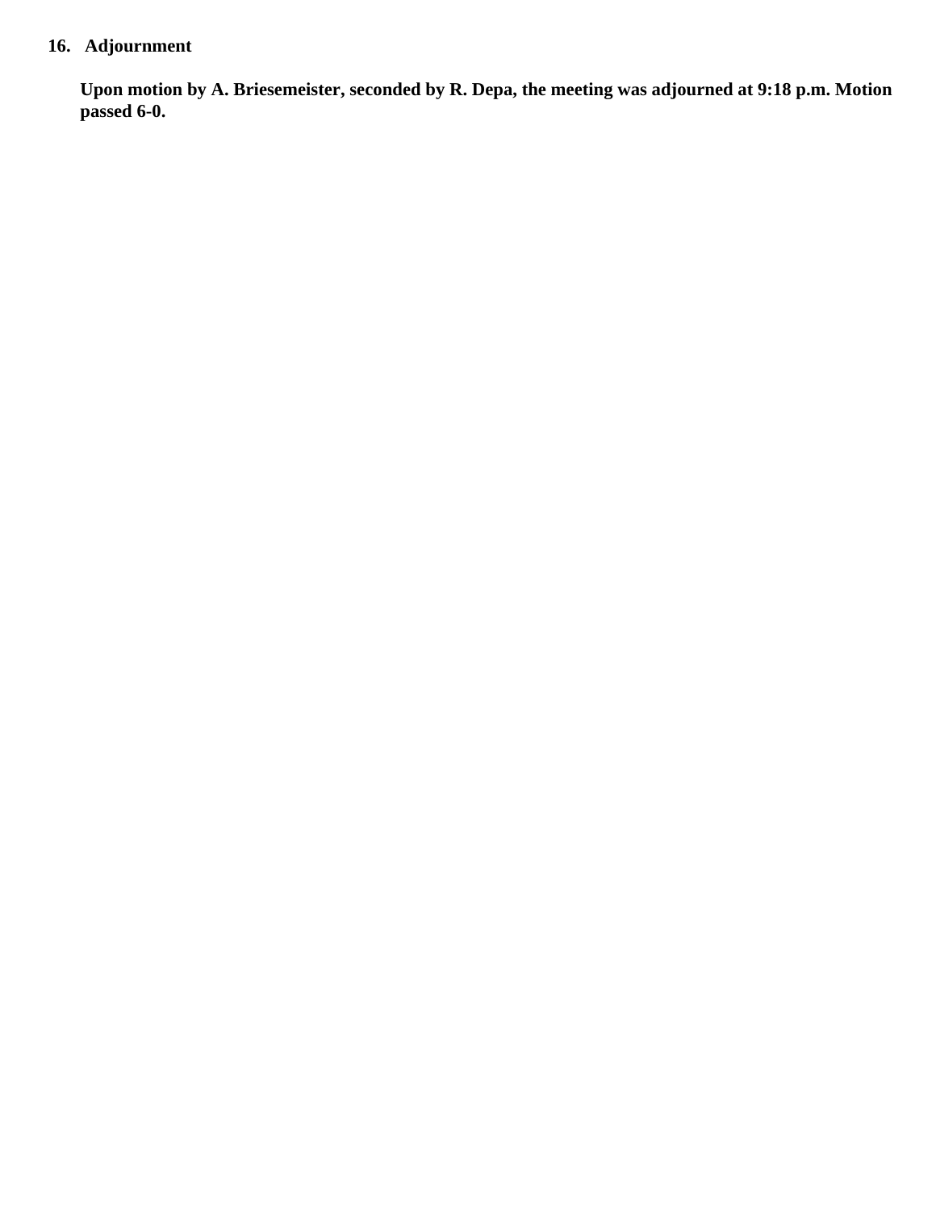**16. Adjournment**

**Upon motion by A. Briesemeister, seconded by R. Depa, the meeting was adjourned at 9:18 p.m. Motion passed 6-0.**